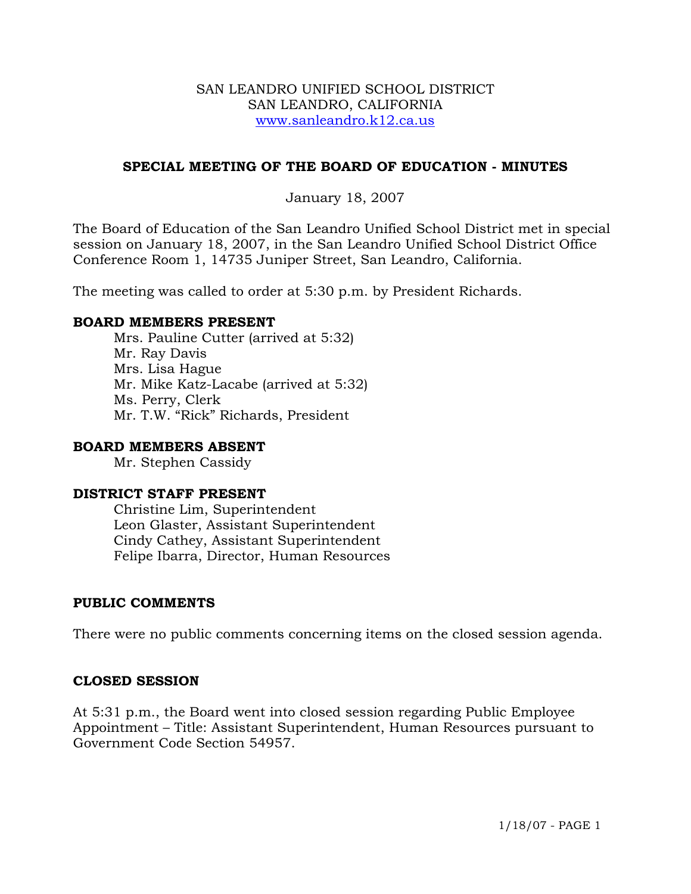SAN LEANDRO UNIFIED SCHOOL DISTRICT
SAN LEANDRO, CALIFORNIA
www.sanleandro.k12.ca.us

## SPECIAL MEETING OF THE BOARD OF EDUCATION - MINUTES

January 18, 2007

The Board of Education of the San Leandro Unified School District met in special session on January 18, 2007, in the San Leandro Unified School District Office Conference Room 1, 14735 Juniper Street, San Leandro, California.

The meeting was called to order at 5:30 p.m. by President Richards.

**BOARD MEMBERS PRESENT**

Mrs. Pauline Cutter (arrived at 5:32)
Mr. Ray Davis
Mrs. Lisa Hague
Mr. Mike Katz-Lacabe (arrived at 5:32)
Ms. Perry, Clerk
Mr. T.W. "Rick" Richards, President

**BOARD MEMBERS ABSENT**

Mr. Stephen Cassidy

**DISTRICT STAFF PRESENT**

Christine Lim, Superintendent
Leon Glaster, Assistant Superintendent
Cindy Cathey, Assistant Superintendent
Felipe Ibarra, Director, Human Resources

**PUBLIC COMMENTS**

There were no public comments concerning items on the closed session agenda.

**CLOSED SESSION**

At 5:31 p.m., the Board went into closed session regarding Public Employee Appointment – Title: Assistant Superintendent, Human Resources pursuant to Government Code Section 54957.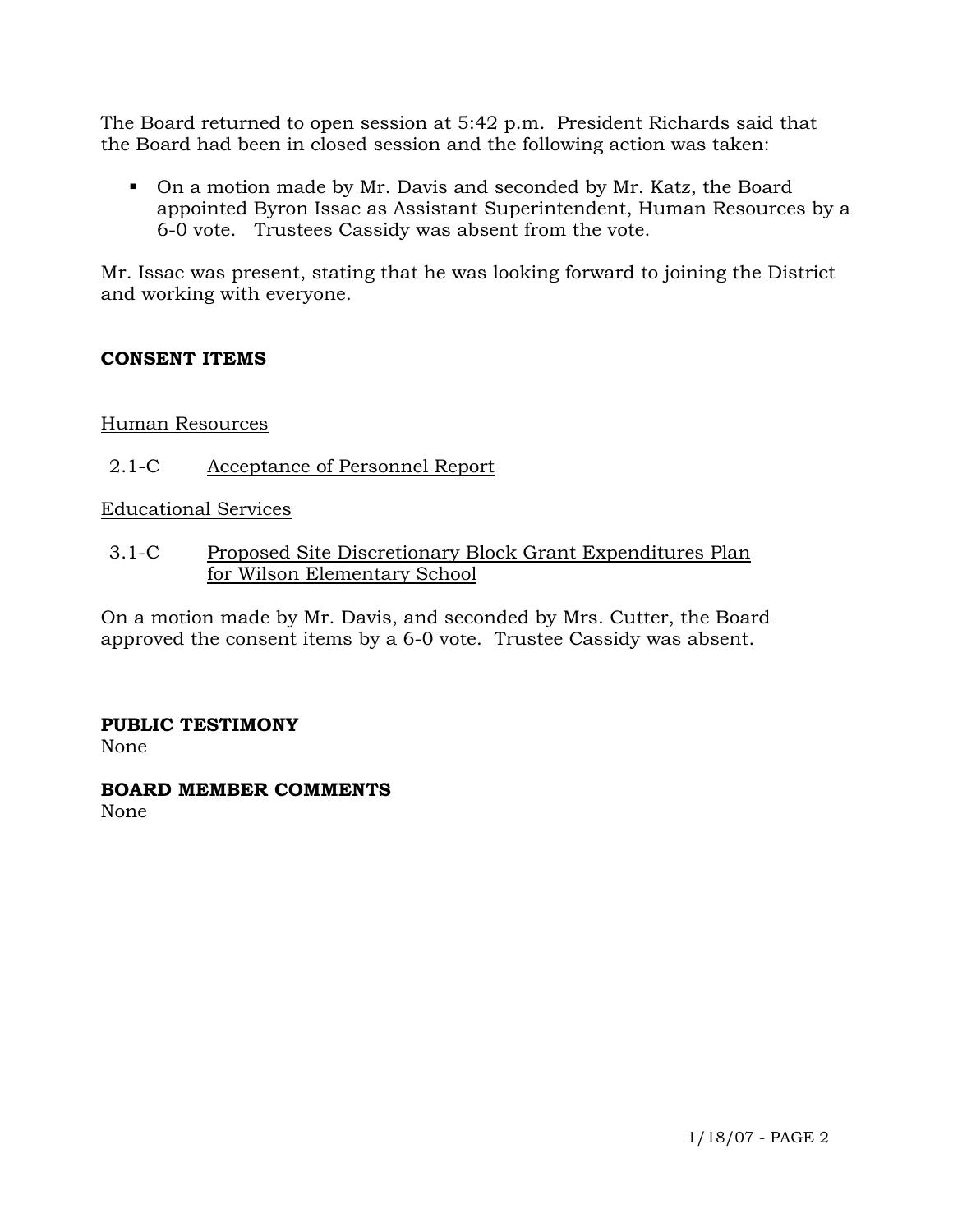The Board returned to open session at 5:42 p.m. President Richards said that the Board had been in closed session and the following action was taken:

- On a motion made by Mr. Davis and seconded by Mr. Katz, the Board appointed Byron Issac as Assistant Superintendent, Human Resources by a 6-0 vote. Trustees Cassidy was absent from the vote.

Mr. Issac was present, stating that he was looking forward to joining the District and working with everyone.

**CONSENT ITEMS**

Human Resources

2.1-C Acceptance of Personnel Report

Educational Services

3.1-C Proposed Site Discretionary Block Grant Expenditures Plan for Wilson Elementary School

On a motion made by Mr. Davis, and seconded by Mrs. Cutter, the Board approved the consent items by a 6-0 vote. Trustee Cassidy was absent.

**PUBLIC TESTIMONY**
None

**BOARD MEMBER COMMENTS**
None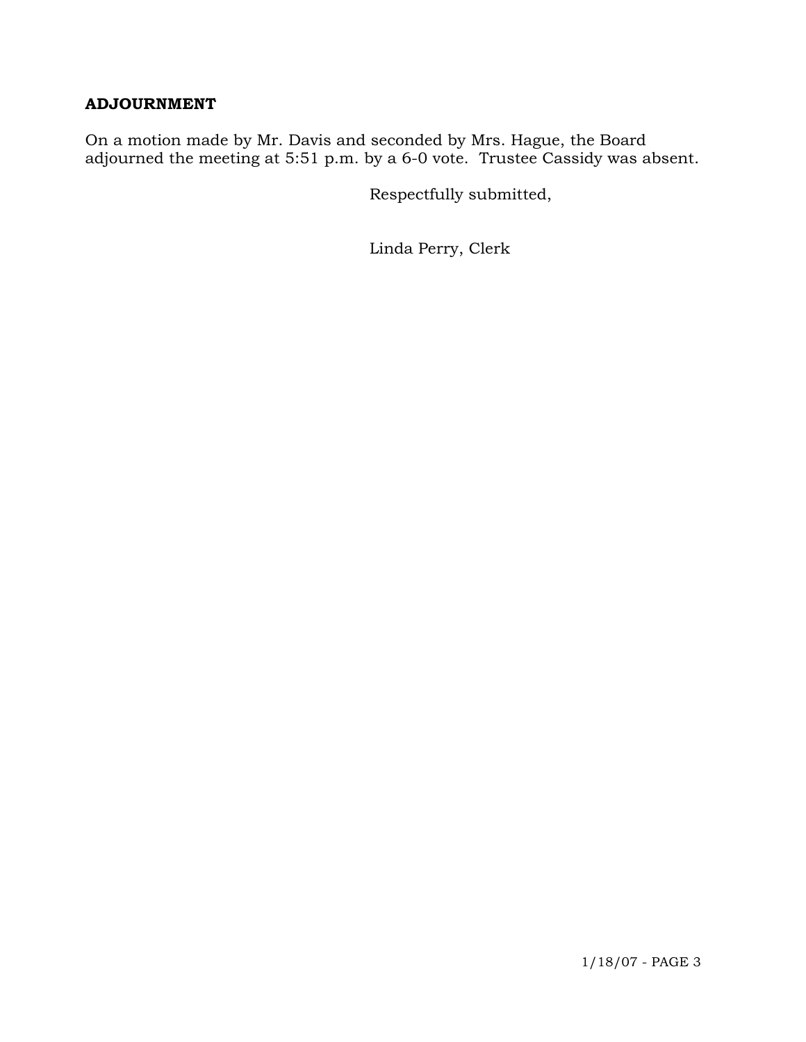**ADJOURNMENT**

On a motion made by Mr. Davis and seconded by Mrs. Hague, the Board adjourned the meeting at 5:51 p.m. by a 6-0 vote. Trustee Cassidy was absent.

Respectfully submitted,

Linda Perry, Clerk